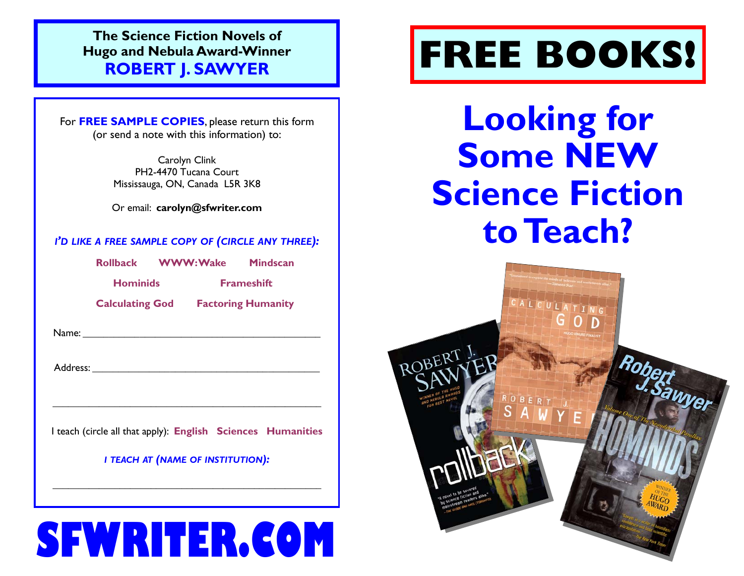**The Science Fiction Novels of**
**Hugo and Nebula Award-Winner**
**ROBERT J. SAWYER**

For **FREE SAMPLE COPIES**, please return this form (or send a note with this information) to:

Carolyn Clink
PH2-4470 Tucana Court
Mississauga, ON, Canada L5R 3K8

Or email: **carolyn@sfwriter.com**

***I'D LIKE A FREE SAMPLE COPY OF (CIRCLE ANY THREE):***

**Rollback** **WWW:Wake** **Mindscan**

**Hominids** **Frameshift**

**Calculating God** **Factoring Humanity**

Name: ____________________________________________

Address: __________________________________________

__________________________________________________

I teach (circle all that apply): **English** **Sciences** **Humanities**

***I TEACH AT (NAME OF INSTITUTION):***

__________________________________________________

# SFWRITER.COM

# FREE BOOKS!

## Looking for Some NEW Science Fiction to Teach?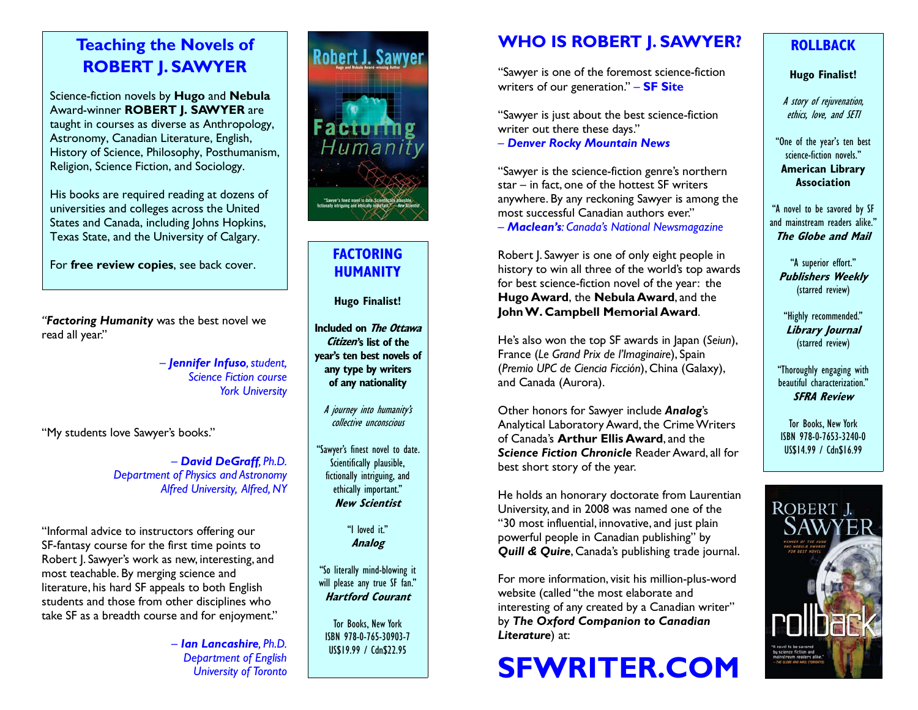## Teaching the Novels of ROBERT J. SAWYER

Science-fiction novels by **Hugo** and **Nebula** Award-winner **ROBERT J. SAWYER** are taught in courses as diverse as Anthropology, Astronomy, Canadian Literature, English, History of Science, Philosophy, Posthumanism, Religion, Science Fiction, and Sociology.

His books are required reading at dozens of universities and colleges across the United States and Canada, including Johns Hopkins, Texas State, and the University of Calgary.

For **free review copies**, see back cover.

"***Factoring Humanity*** was the best novel we read all year."

> – ***Jennifer Infuso****, student,*
> *Science Fiction course*
> *York University*

"My students love Sawyer's books."

> – ***David DeGraff****, Ph.D.*
> *Department of Physics and Astronomy*
> *Alfred University, Alfred, NY*

"Informal advice to instructors offering our SF-fantasy course for the first time points to Robert J. Sawyer's work as new, interesting, and most teachable. By merging science and literature, his hard SF appeals to both English students and those from other disciplines who take SF as a breadth course and for enjoyment."

> – ***Ian Lancashire****, Ph.D.*
> *Department of English*
> *University of Toronto*

## FACTORING HUMANITY

**Hugo Finalist!**

**Included on *The Ottawa Citizen*'s list of the year's ten best novels of any type by writers of any nationality**

*A journey into humanity's collective unconscious*

"Sawyer's finest novel to date. Scientifically plausible, fictionally intriguing, and ethically important."
***New Scientist***

"I loved it."
***Analog***

"So literally mind-blowing it will please any true SF fan."
***Hartford Courant***

Tor Books, New York
ISBN 978-0-765-30903-7
US$19.99 / Cdn$22.95

## WHO IS ROBERT J. SAWYER?

"Sawyer is one of the foremost science-fiction writers of our generation." – **SF Site**

"Sawyer is just about the best science-fiction writer out there these days."
– ***Denver Rocky Mountain News***

"Sawyer is the science-fiction genre's northern star – in fact, one of the hottest SF writers anywhere. By any reckoning Sawyer is among the most successful Canadian authors ever."
– ***Maclean's****: Canada's National Newsmagazine*

Robert J. Sawyer is one of only eight people in history to win all three of the world's top awards for best science-fiction novel of the year: the **Hugo Award**, the **Nebula Award**, and the **John W. Campbell Memorial Award**.

He's also won the top SF awards in Japan (*Seiun*), France (*Le Grand Prix de l'Imaginaire*), Spain (*Premio UPC de Ciencia Ficción*), China (Galaxy), and Canada (Aurora).

Other honors for Sawyer include ***Analog***'s Analytical Laboratory Award, the Crime Writers of Canada's **Arthur Ellis Award**, and the ***Science Fiction Chronicle*** Reader Award, all for best short story of the year.

He holds an honorary doctorate from Laurentian University, and in 2008 was named one of the "30 most influential, innovative, and just plain powerful people in Canadian publishing" by ***Quill & Quire***, Canada's publishing trade journal.

For more information, visit his million-plus-word website (called "the most elaborate and interesting of any created by a Canadian writer" by ***The Oxford Companion to Canadian Literature***) at:

# SFWRITER.COM

## ROLLBACK

**Hugo Finalist!**

*A story of rejuvenation, ethics, love, and SETI*

"One of the year's ten best science-fiction novels."
**American Library Association**

"A novel to be savored by SF and mainstream readers alike."
***The Globe and Mail***

"A superior effort."
***Publishers Weekly***
(starred review)

"Highly recommended."
***Library Journal***
(starred review)

"Thoroughly engaging with beautiful characterization."
***SFRA Review***

Tor Books, New York
ISBN 978-0-7653-3240-0
US$14.99 / Cdn$16.99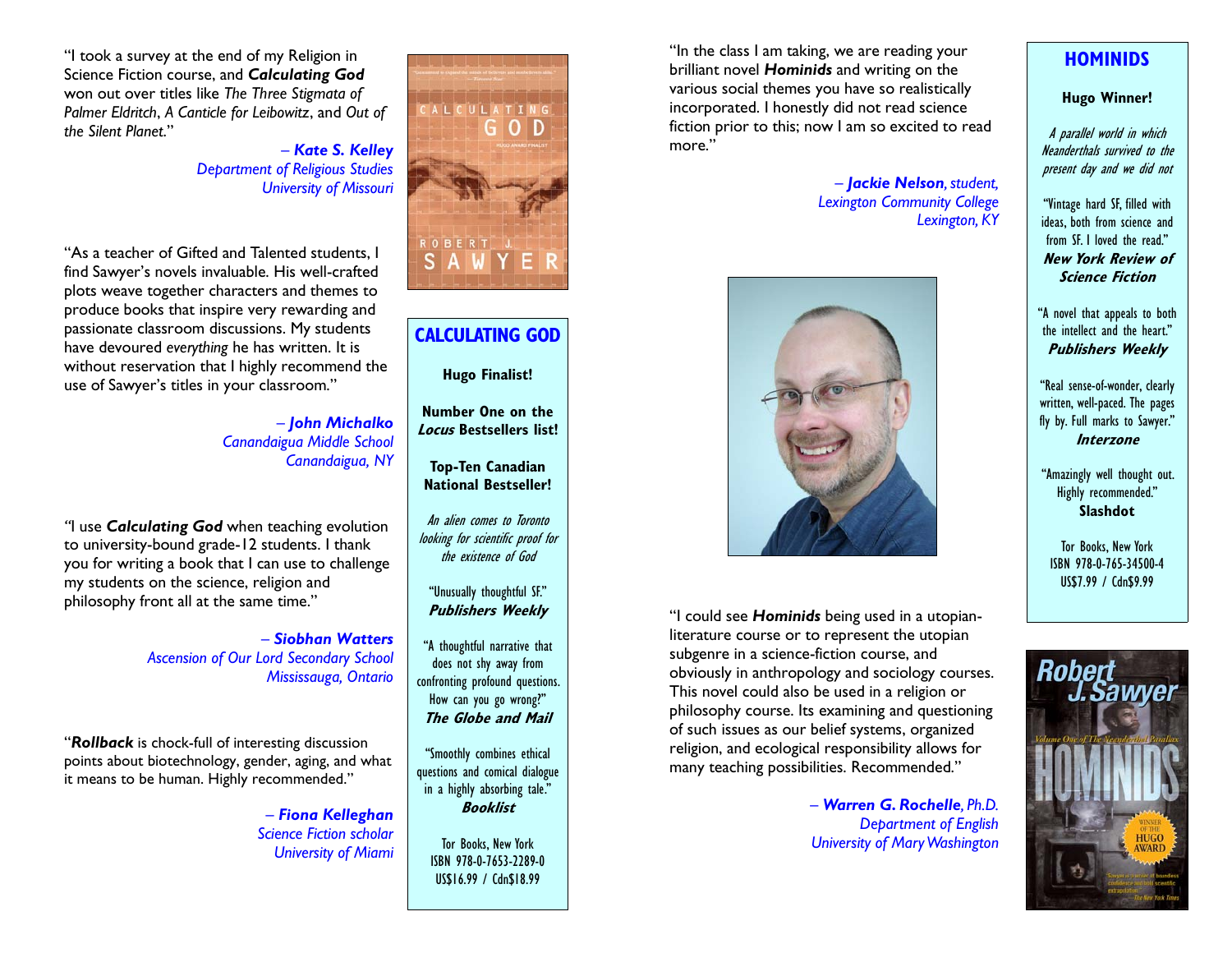"I took a survey at the end of my Religion in Science Fiction course, and ***Calculating God*** won out over titles like *The Three Stigmata of Palmer Eldritch*, *A Canticle for Leibowitz*, and *Out of the Silent Planet*."

*– **Kate S. Kelley***
*Department of Religious Studies*
*University of Missouri*

"As a teacher of Gifted and Talented students, I find Sawyer's novels invaluable. His well-crafted plots weave together characters and themes to produce books that inspire very rewarding and passionate classroom discussions. My students have devoured *everything* he has written. It is without reservation that I highly recommend the use of Sawyer's titles in your classroom."

*– **John Michalko***
*Canandaigua Middle School*
*Canandaigua, NY*

"I use ***Calculating God*** when teaching evolution to university-bound grade-12 students. I thank you for writing a book that I can use to challenge my students on the science, religion and philosophy front all at the same time."

*– **Siobhan Watters***
*Ascension of Our Lord Secondary School*
*Mississauga, Ontario*

"***Rollback*** is chock-full of interesting discussion points about biotechnology, gender, aging, and what it means to be human. Highly recommended."

*– **Fiona Kelleghan***
*Science Fiction scholar*
*University of Miami*

## CALCULATING GOD

**Hugo Finalist!**

**Number One on the *Locus* Bestsellers list!**

**Top-Ten Canadian National Bestseller!**

*An alien comes to Toronto looking for scientific proof for the existence of God*

"Unusually thoughtful SF."
***Publishers Weekly***

"A thoughtful narrative that does not shy away from confronting profound questions. How can you go wrong?"
***The Globe and Mail***

"Smoothly combines ethical questions and comical dialogue in a highly absorbing tale."
***Booklist***

Tor Books, New York
ISBN 978-0-7653-2289-0
US$16.99 / Cdn$18.99

"In the class I am taking, we are reading your brilliant novel ***Hominids*** and writing on the various social themes you have so realistically incorporated. I honestly did not read science fiction prior to this; now I am so excited to read more."

*– **Jackie Nelson**, student,*
*Lexington Community College*
*Lexington, KY*

"I could see ***Hominids*** being used in a utopian-literature course or to represent the utopian subgenre in a science-fiction course, and obviously in anthropology and sociology courses. This novel could also be used in a religion or philosophy course. Its examining and questioning of such issues as our belief systems, organized religion, and ecological responsibility allows for many teaching possibilities. Recommended."

*– **Warren G. Rochelle**, Ph.D.*
*Department of English*
*University of Mary Washington*

## HOMINIDS

**Hugo Winner!**

*A parallel world in which Neanderthals survived to the present day and we did not*

"Vintage hard SF, filled with ideas, both from science and from SF. I loved the read."
***New York Review of Science Fiction***

"A novel that appeals to both the intellect and the heart."
***Publishers Weekly***

"Real sense-of-wonder, clearly written, well-paced. The pages fly by. Full marks to Sawyer."
***Interzone***

"Amazingly well thought out. Highly recommended."
**Slashdot**

Tor Books, New York
ISBN 978-0-765-34500-4
US$7.99 / Cdn$9.99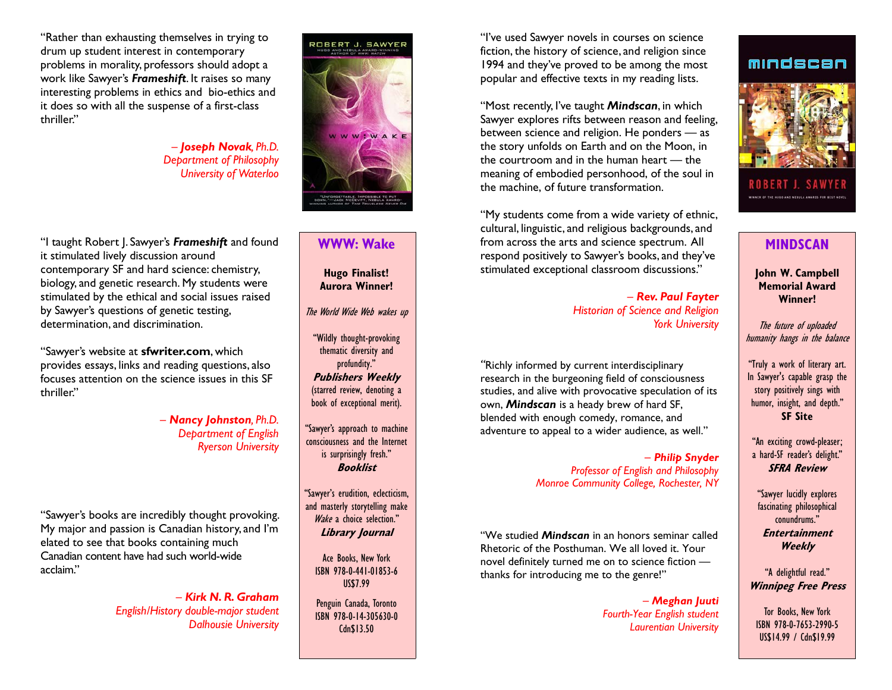"Rather than exhausting themselves in trying to drum up student interest in contemporary problems in morality, professors should adopt a work like Sawyer's ***Frameshift***. It raises so many interesting problems in ethics and bio-ethics and it does so with all the suspense of a first-class thriller."

– ***Joseph Novak**, Ph.D.*
*Department of Philosophy*
*University of Waterloo*

"I taught Robert J. Sawyer's ***Frameshift*** and found it stimulated lively discussion around contemporary SF and hard science: chemistry, biology, and genetic research. My students were stimulated by the ethical and social issues raised by Sawyer's questions of genetic testing, determination, and discrimination.

"Sawyer's website at **sfwriter.com**, which provides essays, links and reading questions, also focuses attention on the science issues in this SF thriller."

– ***Nancy Johnston**, Ph.D.*
*Department of English*
*Ryerson University*

"Sawyer's books are incredibly thought provoking. My major and passion is Canadian history, and I'm elated to see that books containing much Canadian content have had such world-wide acclaim."

– ***Kirk N. R. Graham***
*English/History double-major student*
*Dalhousie University*

## WWW: Wake

**Hugo Finalist!**
**Aurora Winner!**

*The World Wide Web wakes up*

"Wildly thought-provoking thematic diversity and profundity."
***Publishers Weekly***
(starred review, denoting a book of exceptional merit).

"Sawyer's approach to machine consciousness and the Internet is surprisingly fresh."
***Booklist***

"Sawyer's erudition, eclecticism, and masterly storytelling make *Wake* a choice selection."
***Library Journal***

Ace Books, New York
ISBN 978-0-441-01853-6
US$7.99

Penguin Canada, Toronto
ISBN 978-0-14-305630-0
Cdn$13.50

"I've used Sawyer novels in courses on science fiction, the history of science, and religion since 1994 and they've proved to be among the most popular and effective texts in my reading lists.

"Most recently, I've taught ***Mindscan***, in which Sawyer explores rifts between reason and feeling, between science and religion. He ponders — as the story unfolds on Earth and on the Moon, in the courtroom and in the human heart — the meaning of embodied personhood, of the soul in the machine, of future transformation.

"My students come from a wide variety of ethnic, cultural, linguistic, and religious backgrounds, and from across the arts and science spectrum. All respond positively to Sawyer's books, and they've stimulated exceptional classroom discussions."

– ***Rev. Paul Fayter***
*Historian of Science and Religion*
*York University*

"Richly informed by current interdisciplinary research in the burgeoning field of consciousness studies, and alive with provocative speculation of its own, ***Mindscan*** is a heady brew of hard SF, blended with enough comedy, romance, and adventure to appeal to a wider audience, as well."

– ***Philip Snyder***
*Professor of English and Philosophy*
*Monroe Community College, Rochester, NY*

"We studied ***Mindscan*** in an honors seminar called Rhetoric of the Posthuman. We all loved it. Your novel definitely turned me on to science fiction — thanks for introducing me to the genre!"

– ***Meghan Juuti***
*Fourth-Year English student*
*Laurentian University*

## MINDSCAN

**John W. Campbell Memorial Award Winner!**

*The future of uploaded humanity hangs in the balance*

"Truly a work of literary art. In Sawyer's capable grasp the story positively sings with humor, insight, and depth."
**SF Site**

"An exciting crowd-pleaser; a hard-SF reader's delight."
***SFRA Review***

"Sawyer lucidly explores fascinating philosophical conundrums."
***Entertainment Weekly***

"A delightful read."
***Winnipeg Free Press***

Tor Books, New York
ISBN 978-0-7653-2990-5
US$14.99 / Cdn$19.99